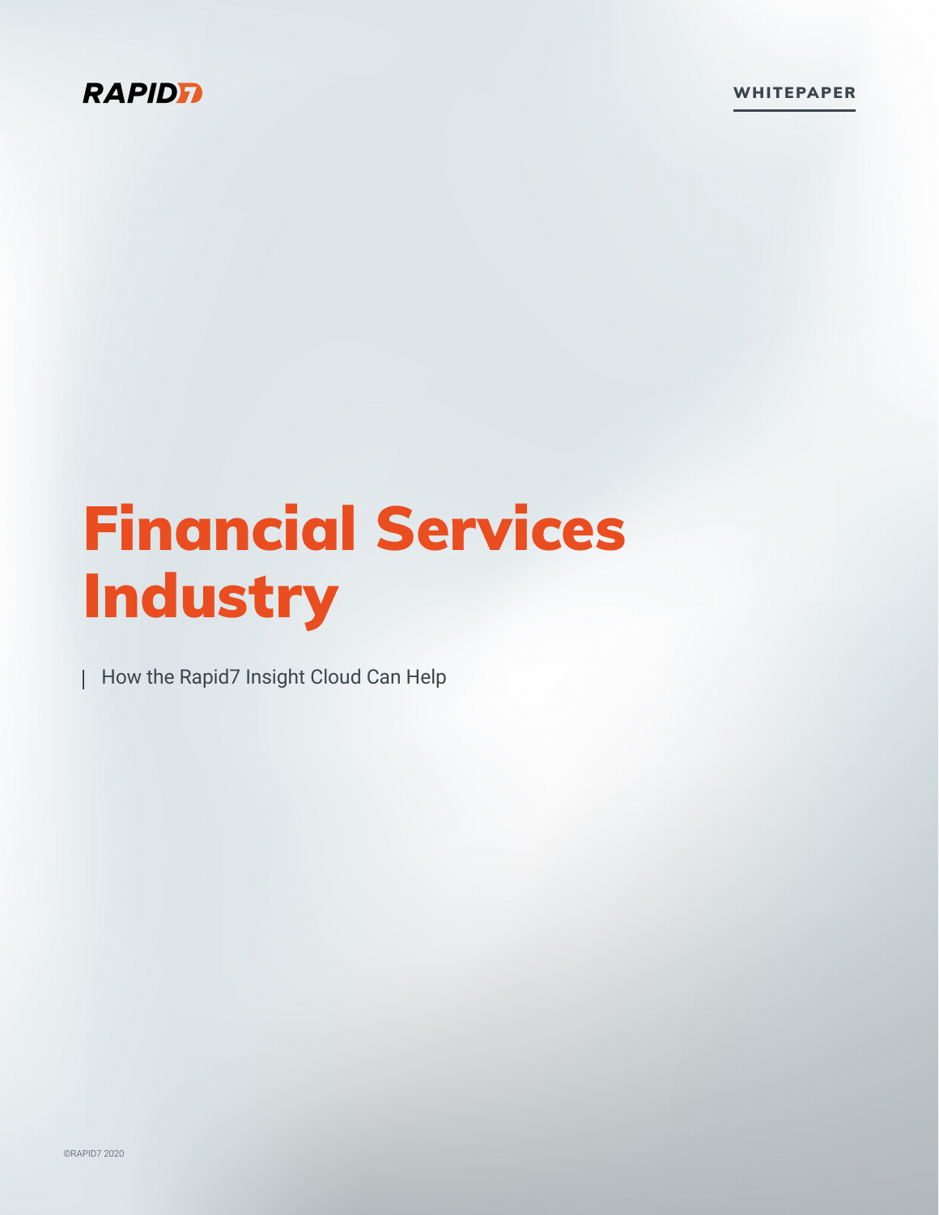RAPID7

WHITEPAPER

# Financial Services Industry

How the Rapid7 Insight Cloud Can Help

©RAPID7 2020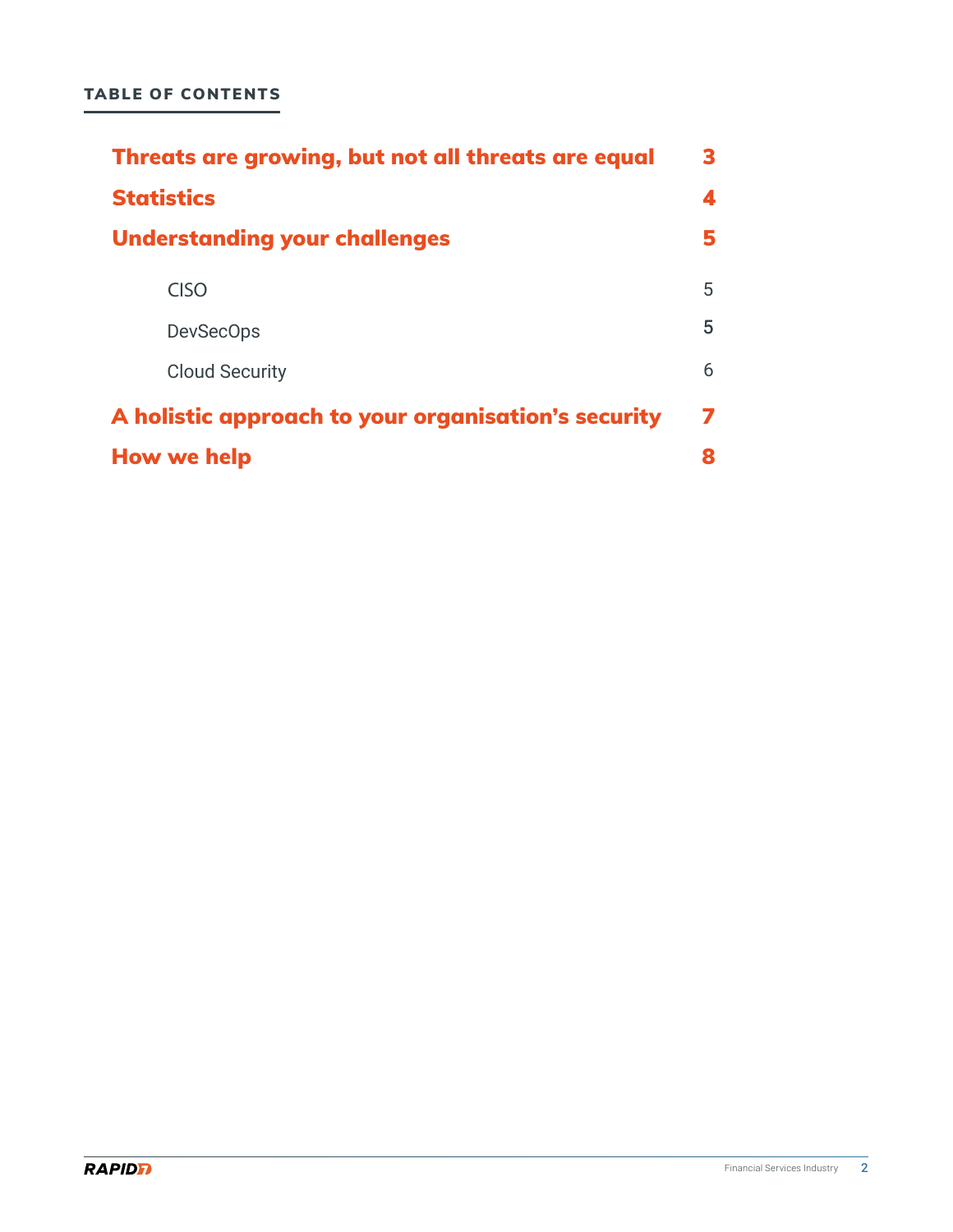**TABLE OF CONTENTS**

| | |
|---|---|
| **Threats are growing, but not all threats are equal** | **3** |
| **Statistics** | **4** |
| **Understanding your challenges** | **5** |
| CISO | 5 |
| DevSecOps | 5 |
| Cloud Security | 6 |
| **A holistic approach to your organisation's security** | **7** |
| **How we help** | **8** |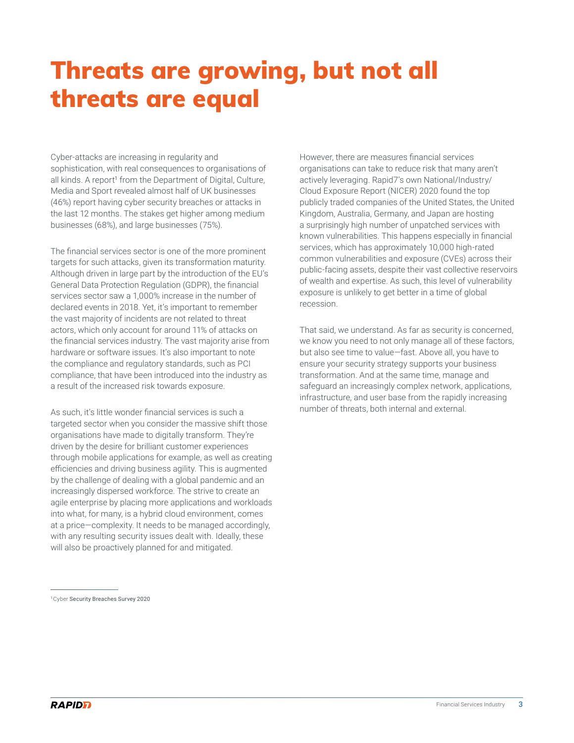# Threats are growing, but not all threats are equal

Cyber-attacks are increasing in regularity and sophistication, with real consequences to organisations of all kinds. A report[1] from the Department of Digital, Culture, Media and Sport revealed almost half of UK businesses (46%) report having cyber security breaches or attacks in the last 12 months. The stakes get higher among medium businesses (68%), and large businesses (75%).

The financial services sector is one of the more prominent targets for such attacks, given its transformation maturity. Although driven in large part by the introduction of the EU's General Data Protection Regulation (GDPR), the financial services sector saw a 1,000% increase in the number of declared events in 2018. Yet, it's important to remember the vast majority of incidents are not related to threat actors, which only account for around 11% of attacks on the financial services industry. The vast majority arise from hardware or software issues. It's also important to note the compliance and regulatory standards, such as PCI compliance, that have been introduced into the industry as a result of the increased risk towards exposure.

As such, it's little wonder financial services is such a targeted sector when you consider the massive shift those organisations have made to digitally transform. They're driven by the desire for brilliant customer experiences through mobile applications for example, as well as creating efficiencies and driving business agility. This is augmented by the challenge of dealing with a global pandemic and an increasingly dispersed workforce. The strive to create an agile enterprise by placing more applications and workloads into what, for many, is a hybrid cloud environment, comes at a price—complexity. It needs to be managed accordingly, with any resulting security issues dealt with. Ideally, these will also be proactively planned for and mitigated.

However, there are measures financial services organisations can take to reduce risk that many aren't actively leveraging. Rapid7's own National/Industry/Cloud Exposure Report (NICER) 2020 found the top publicly traded companies of the United States, the United Kingdom, Australia, Germany, and Japan are hosting a surprisingly high number of unpatched services with known vulnerabilities. This happens especially in financial services, which has approximately 10,000 high-rated common vulnerabilities and exposure (CVEs) across their public-facing assets, despite their vast collective reservoirs of wealth and expertise. As such, this level of vulnerability exposure is unlikely to get better in a time of global recession.

That said, we understand. As far as security is concerned, we know you need to not only manage all of these factors, but also see time to value—fast. Above all, you have to ensure your security strategy supports your business transformation. And at the same time, manage and safeguard an increasingly complex network, applications, infrastructure, and user base from the rapidly increasing number of threats, both internal and external.

[1] Cyber Security Breaches Survey 2020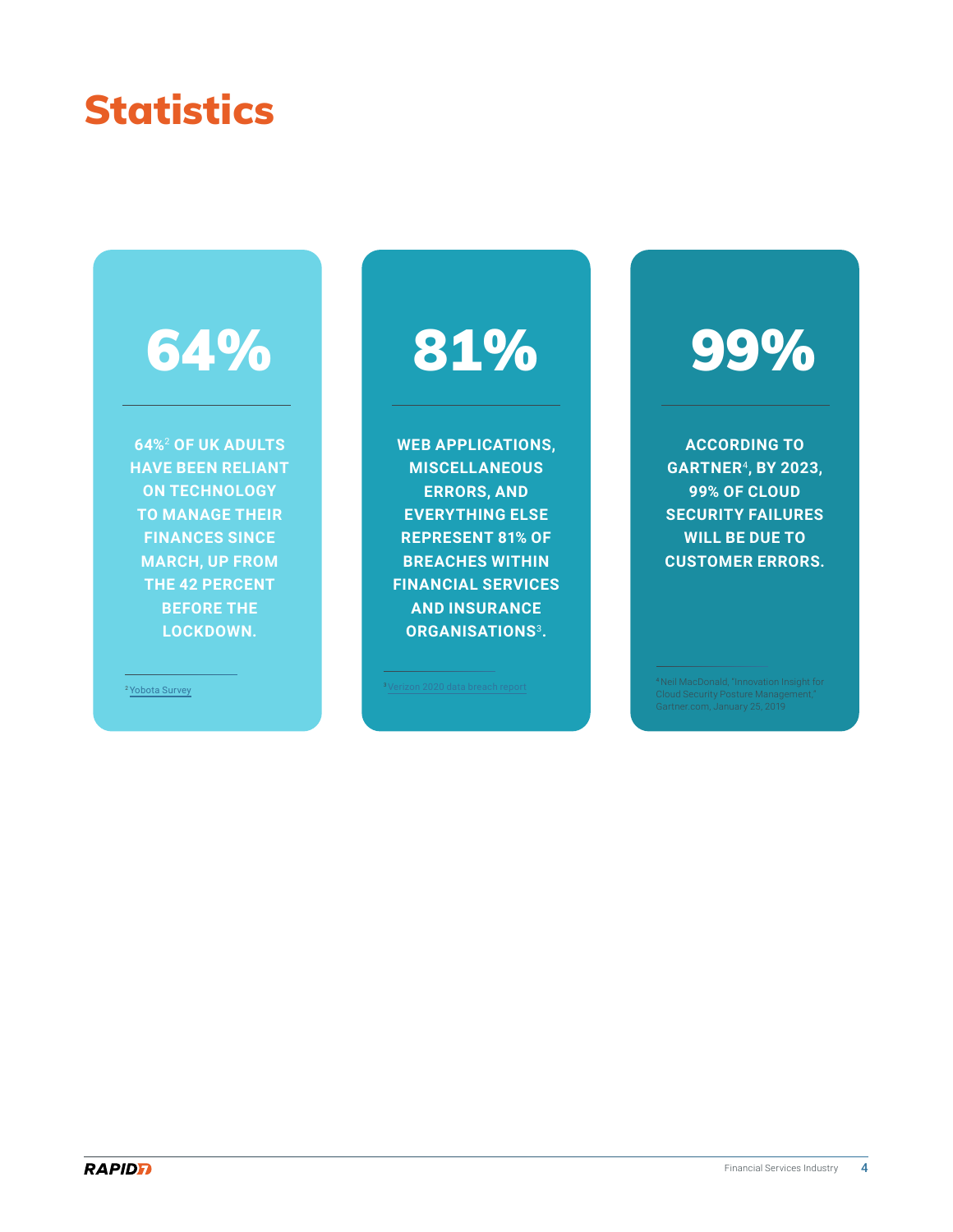# Statistics

**64%**

**64%[2] OF UK ADULTS HAVE BEEN RELIANT ON TECHNOLOGY TO MANAGE THEIR FINANCES SINCE MARCH, UP FROM THE 42 PERCENT BEFORE THE LOCKDOWN.**

[2] Yobota Survey

**81%**

**WEB APPLICATIONS, MISCELLANEOUS ERRORS, AND EVERYTHING ELSE REPRESENT 81% OF BREACHES WITHIN FINANCIAL SERVICES AND INSURANCE ORGANISATIONS[3].**

[3] Verizon 2020 data breach report

**99%**

**ACCORDING TO GARTNER[4], BY 2023, 99% OF CLOUD SECURITY FAILURES WILL BE DUE TO CUSTOMER ERRORS.**

[4] Neil MacDonald, "Innovation Insight for Cloud Security Posture Management," Gartner.com, January 25, 2019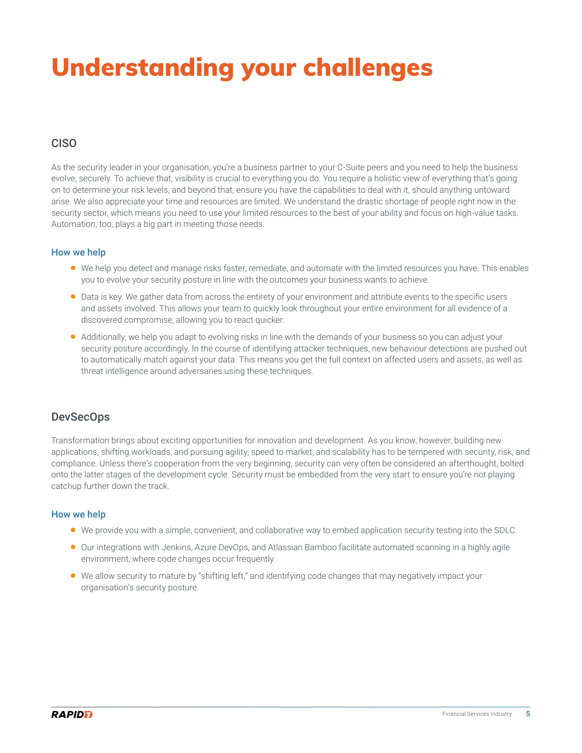# Understanding your challenges

## CISO

As the security leader in your organisation, you're a business partner to your C-Suite peers and you need to help the business evolve, securely. To achieve that, visibility is crucial to everything you do. You require a holistic view of everything that's going on to determine your risk levels, and beyond that, ensure you have the capabilities to deal with it, should anything untoward arise. We also appreciate your time and resources are limited. We understand the drastic shortage of people right now in the security sector, which means you need to use your limited resources to the best of your ability and focus on high-value tasks. Automation, too, plays a big part in meeting those needs.

### How we help

- We help you detect and manage risks faster, remediate, and automate with the limited resources you have. This enables you to evolve your security posture in line with the outcomes your business wants to achieve.
- Data is key. We gather data from across the entirety of your environment and attribute events to the specific users and assets involved. This allows your team to quickly look throughout your entire environment for all evidence of a discovered compromise, allowing you to react quicker.
- Additionally, we help you adapt to evolving risks in line with the demands of your business so you can adjust your security posture accordingly. In the course of identifying attacker techniques, new behaviour detections are pushed out to automatically match against your data. This means you get the full context on affected users and assets, as well as threat intelligence around adversaries using these techniques.

## DevSecOps

Transformation brings about exciting opportunities for innovation and development. As you know, however, building new applications, shifting workloads, and pursuing agility, speed to market, and scalability has to be tempered with security, risk, and compliance. Unless there's cooperation from the very beginning, security can very often be considered an afterthought, bolted onto the latter stages of the development cycle. Security must be embedded from the very start to ensure you're not playing catchup further down the track.

### How we help

- We provide you with a simple, convenient, and collaborative way to embed application security testing into the SDLC.
- Our integrations with Jenkins, Azure DevOps, and Atlassian Bamboo facilitate automated scanning in a highly agile environment, where code changes occur frequently.
- We allow security to mature by "shifting left," and identifying code changes that may negatively impact your organisation's security posture.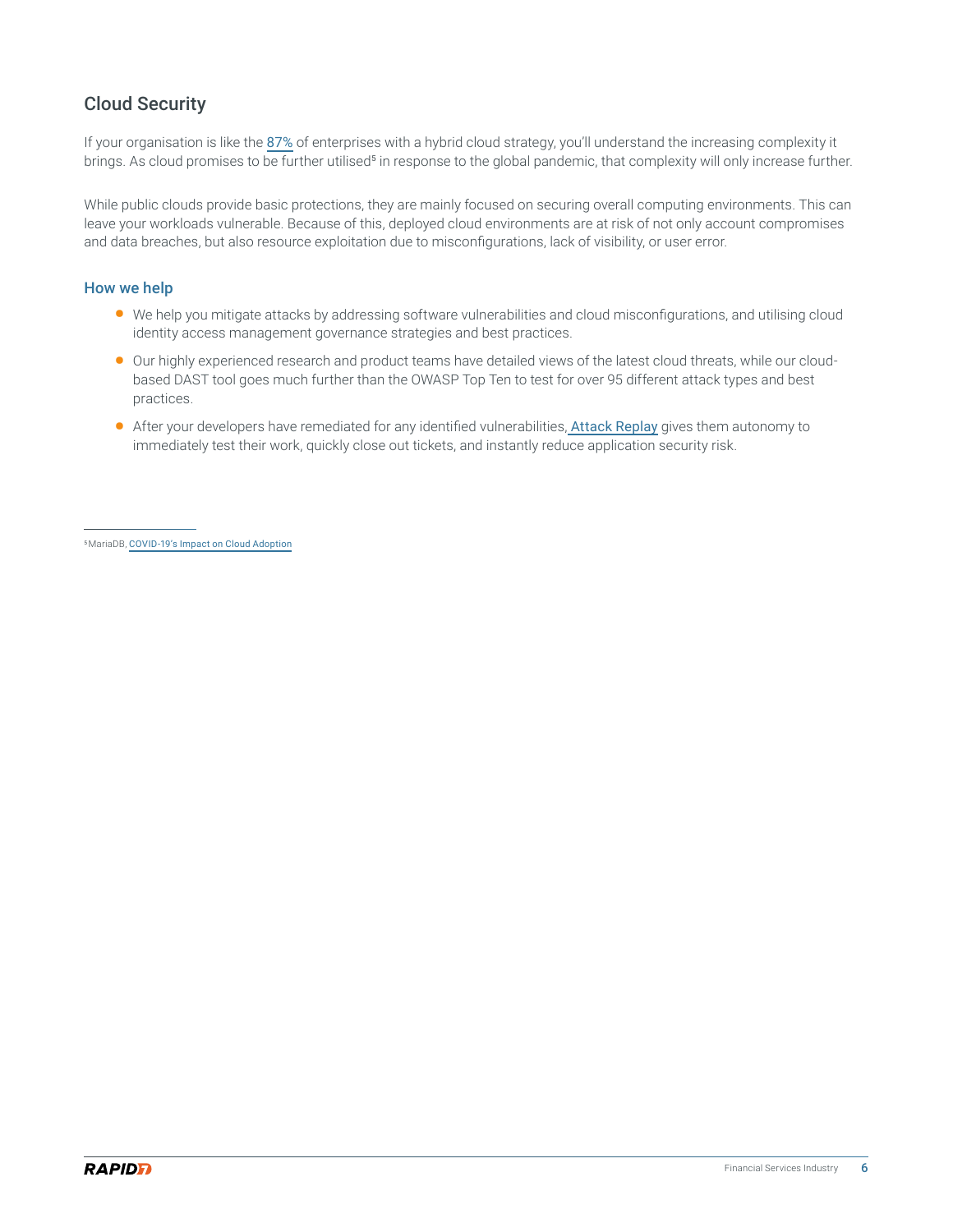## Cloud Security

If your organisation is like the 87% of enterprises with a hybrid cloud strategy, you'll understand the increasing complexity it brings. As cloud promises to be further utilised[5] in response to the global pandemic, that complexity will only increase further.

While public clouds provide basic protections, they are mainly focused on securing overall computing environments. This can leave your workloads vulnerable. Because of this, deployed cloud environments are at risk of not only account compromises and data breaches, but also resource exploitation due to misconfigurations, lack of visibility, or user error.

### How we help

- We help you mitigate attacks by addressing software vulnerabilities and cloud misconfigurations, and utilising cloud identity access management governance strategies and best practices.
- Our highly experienced research and product teams have detailed views of the latest cloud threats, while our cloud-based DAST tool goes much further than the OWASP Top Ten to test for over 95 different attack types and best practices.
- After your developers have remediated for any identified vulnerabilities, Attack Replay gives them autonomy to immediately test their work, quickly close out tickets, and instantly reduce application security risk.

---

[5] MariaDB, COVID-19's Impact on Cloud Adoption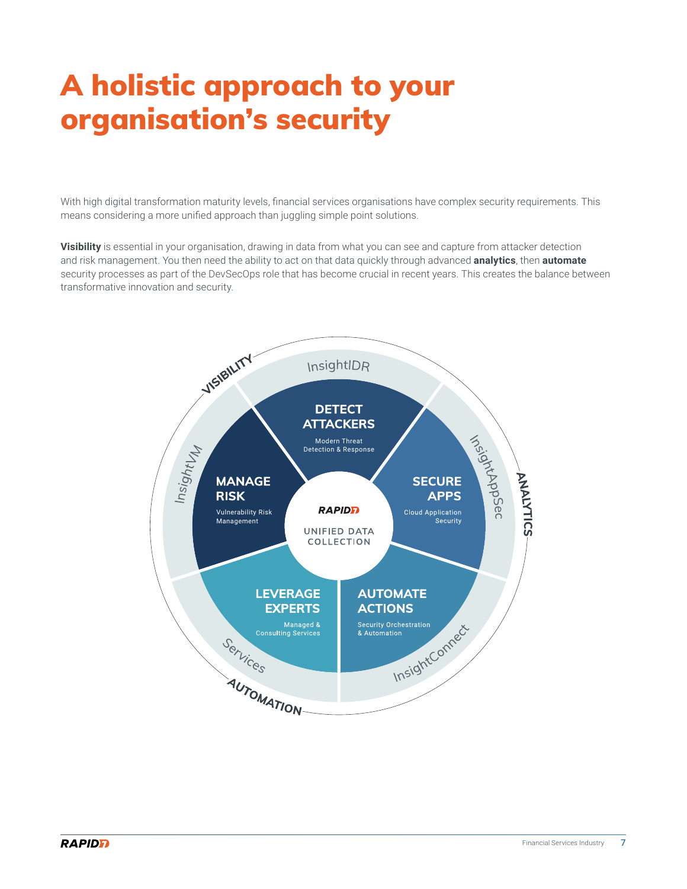# A holistic approach to your organisation's security

With high digital transformation maturity levels, financial services organisations have complex security requirements. This means considering a more unified approach than juggling simple point solutions.

**Visibility** is essential in your organisation, drawing in data from what you can see and capture from attacker detection and risk management. You then need the ability to act on that data quickly through advanced **analytics**, then **automate** security processes as part of the DevSecOps role that has become crucial in recent years. This creates the balance between transformative innovation and security.

VISIBILITY

InsightIDR

**DETECT ATTACKERS**
Modern Threat Detection & Response

InsightVM

**MANAGE RISK**
Vulnerability Risk Management

RAPID7
UNIFIED DATA COLLECTION

InsightAppSec

**SECURE APPS**
Cloud Application Security

ANALYTICS

**LEVERAGE EXPERTS**
Managed & Consulting Services

Services

**AUTOMATE ACTIONS**
Security Orchestration & Automation

InsightConnect

AUTOMATION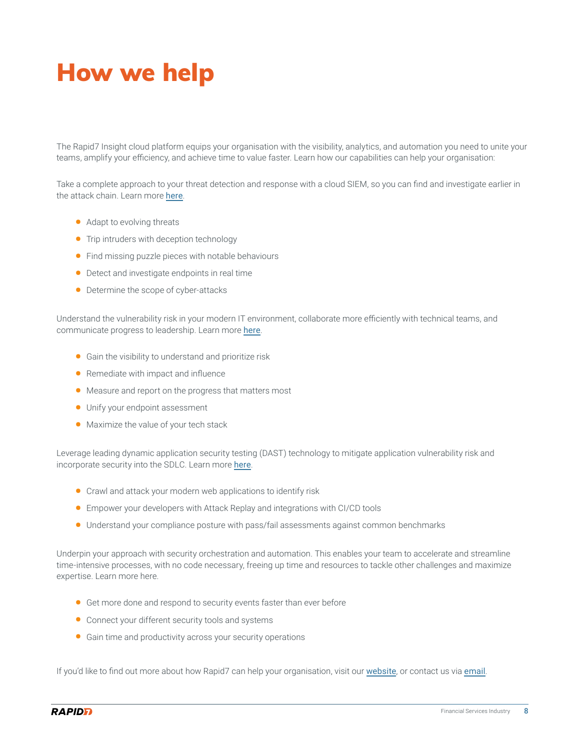# How we help

The Rapid7 Insight cloud platform equips your organisation with the visibility, analytics, and automation you need to unite your teams, amplify your efficiency, and achieve time to value faster. Learn how our capabilities can help your organisation:

Take a complete approach to your threat detection and response with a cloud SIEM, so you can find and investigate earlier in the attack chain. Learn more here.

- Adapt to evolving threats
- Trip intruders with deception technology
- Find missing puzzle pieces with notable behaviours
- Detect and investigate endpoints in real time
- Determine the scope of cyber-attacks

Understand the vulnerability risk in your modern IT environment, collaborate more efficiently with technical teams, and communicate progress to leadership. Learn more here.

- Gain the visibility to understand and prioritize risk
- Remediate with impact and influence
- Measure and report on the progress that matters most
- Unify your endpoint assessment
- Maximize the value of your tech stack

Leverage leading dynamic application security testing (DAST) technology to mitigate application vulnerability risk and incorporate security into the SDLC. Learn more here.

- Crawl and attack your modern web applications to identify risk
- Empower your developers with Attack Replay and integrations with CI/CD tools
- Understand your compliance posture with pass/fail assessments against common benchmarks

Underpin your approach with security orchestration and automation. This enables your team to accelerate and streamline time-intensive processes, with no code necessary, freeing up time and resources to tackle other challenges and maximize expertise. Learn more here.

- Get more done and respond to security events faster than ever before
- Connect your different security tools and systems
- Gain time and productivity across your security operations

If you'd like to find out more about how Rapid7 can help your organisation, visit our website, or contact us via email.